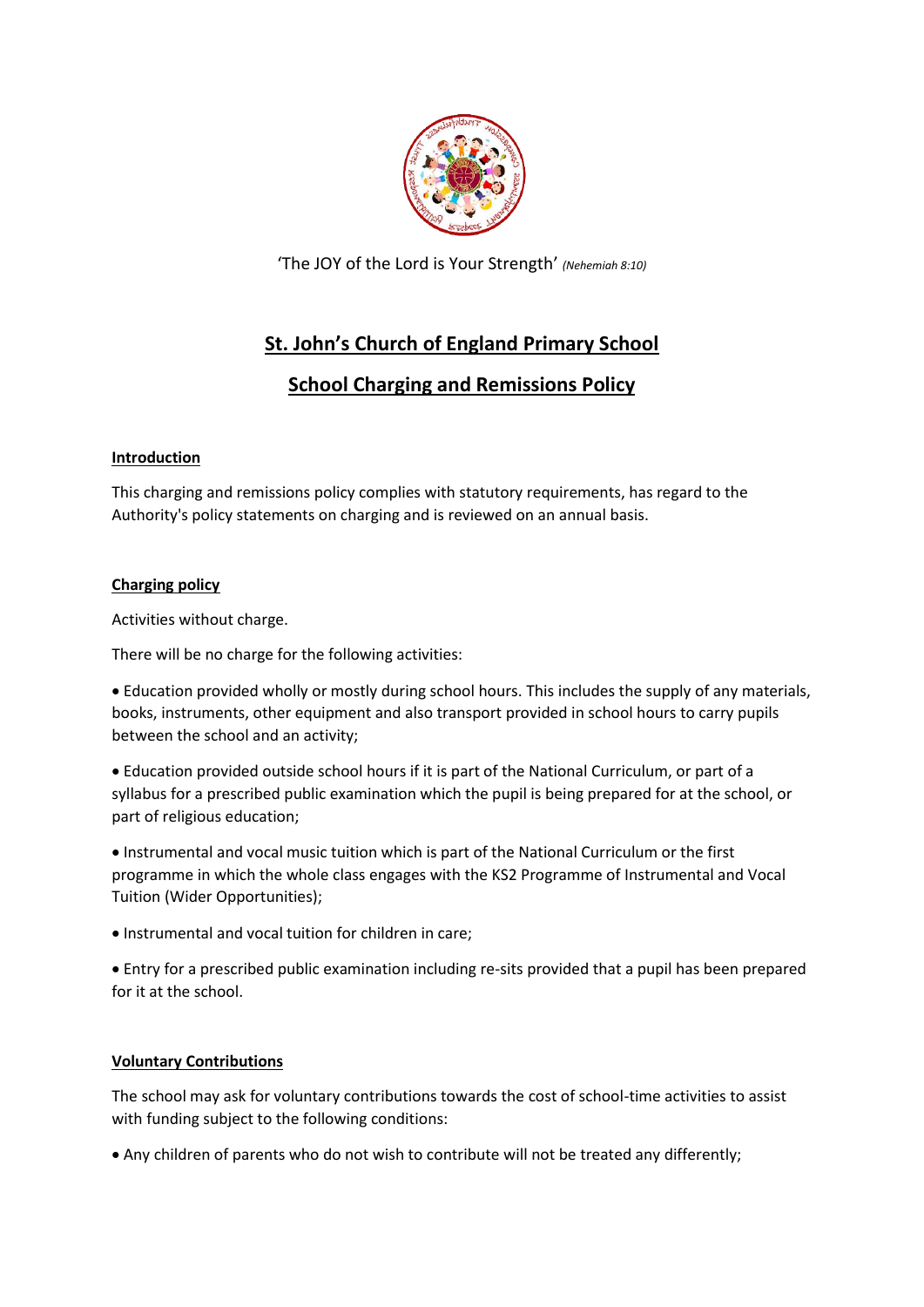'The JOY of the Lord is Your Strength' *(Nehemiah 8:10)*

# St. John's Church of England Primary School

# School Charging and Remissions Policy

## Introduction

This charging and remissions policy complies with statutory requirements, has regard to the Authority's policy statements on charging and is reviewed on an annual basis.

## Charging policy

Activities without charge.

There will be no charge for the following activities:

- Education provided wholly or mostly during school hours. This includes the supply of any materials, books, instruments, other equipment and also transport provided in school hours to carry pupils between the school and an activity;
- Education provided outside school hours if it is part of the National Curriculum, or part of a syllabus for a prescribed public examination which the pupil is being prepared for at the school, or part of religious education;
- Instrumental and vocal music tuition which is part of the National Curriculum or the first programme in which the whole class engages with the KS2 Programme of Instrumental and Vocal Tuition (Wider Opportunities);
- Instrumental and vocal tuition for children in care;
- Entry for a prescribed public examination including re-sits provided that a pupil has been prepared for it at the school.

## Voluntary Contributions

The school may ask for voluntary contributions towards the cost of school-time activities to assist with funding subject to the following conditions:

- Any children of parents who do not wish to contribute will not be treated any differently;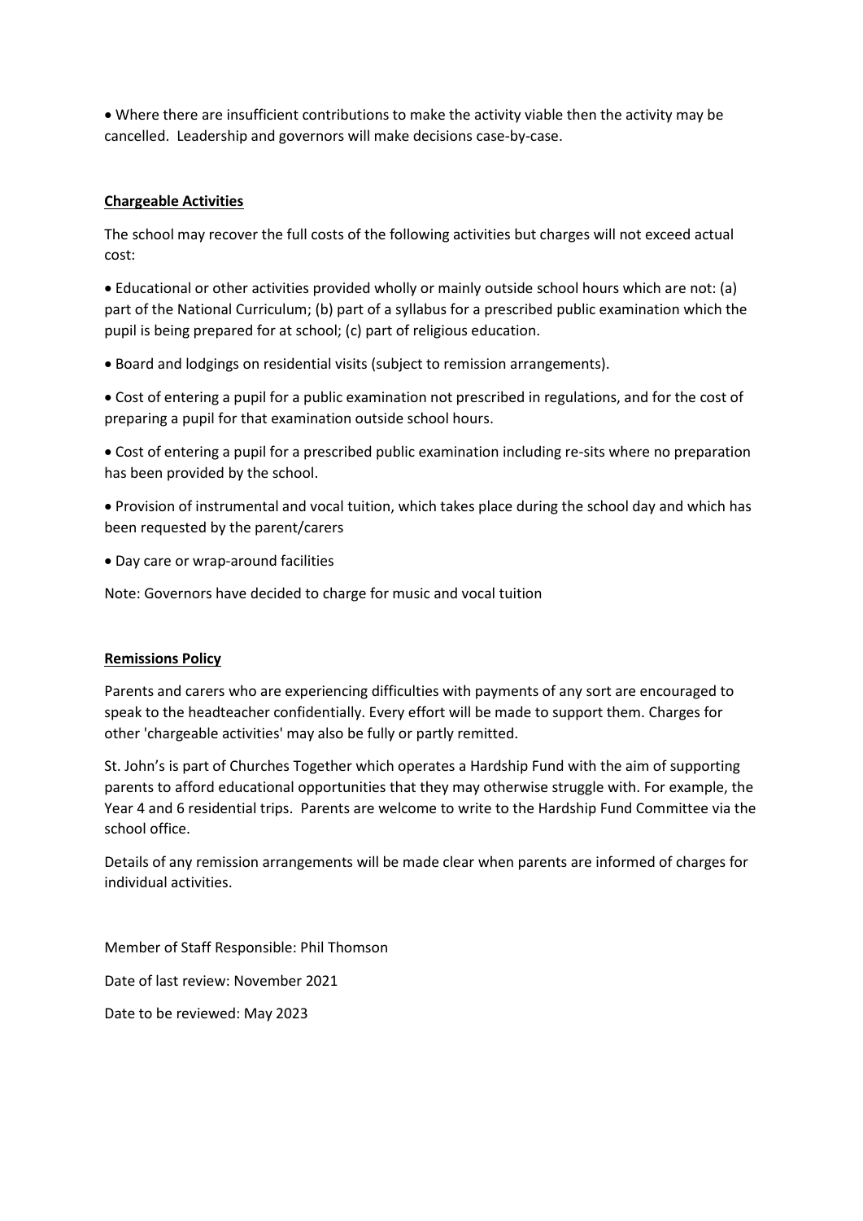- Where there are insufficient contributions to make the activity viable then the activity may be cancelled. Leadership and governors will make decisions case-by-case.

**Chargeable Activities**

The school may recover the full costs of the following activities but charges will not exceed actual cost:

- Educational or other activities provided wholly or mainly outside school hours which are not: (a) part of the National Curriculum; (b) part of a syllabus for a prescribed public examination which the pupil is being prepared for at school; (c) part of religious education.
- Board and lodgings on residential visits (subject to remission arrangements).
- Cost of entering a pupil for a public examination not prescribed in regulations, and for the cost of preparing a pupil for that examination outside school hours.
- Cost of entering a pupil for a prescribed public examination including re-sits where no preparation has been provided by the school.
- Provision of instrumental and vocal tuition, which takes place during the school day and which has been requested by the parent/carers
- Day care or wrap-around facilities

Note: Governors have decided to charge for music and vocal tuition

**Remissions Policy**

Parents and carers who are experiencing difficulties with payments of any sort are encouraged to speak to the headteacher confidentially. Every effort will be made to support them. Charges for other 'chargeable activities' may also be fully or partly remitted.

St. John's is part of Churches Together which operates a Hardship Fund with the aim of supporting parents to afford educational opportunities that they may otherwise struggle with. For example, the Year 4 and 6 residential trips. Parents are welcome to write to the Hardship Fund Committee via the school office.

Details of any remission arrangements will be made clear when parents are informed of charges for individual activities.

Member of Staff Responsible: Phil Thomson

Date of last review: November 2021

Date to be reviewed: May 2023